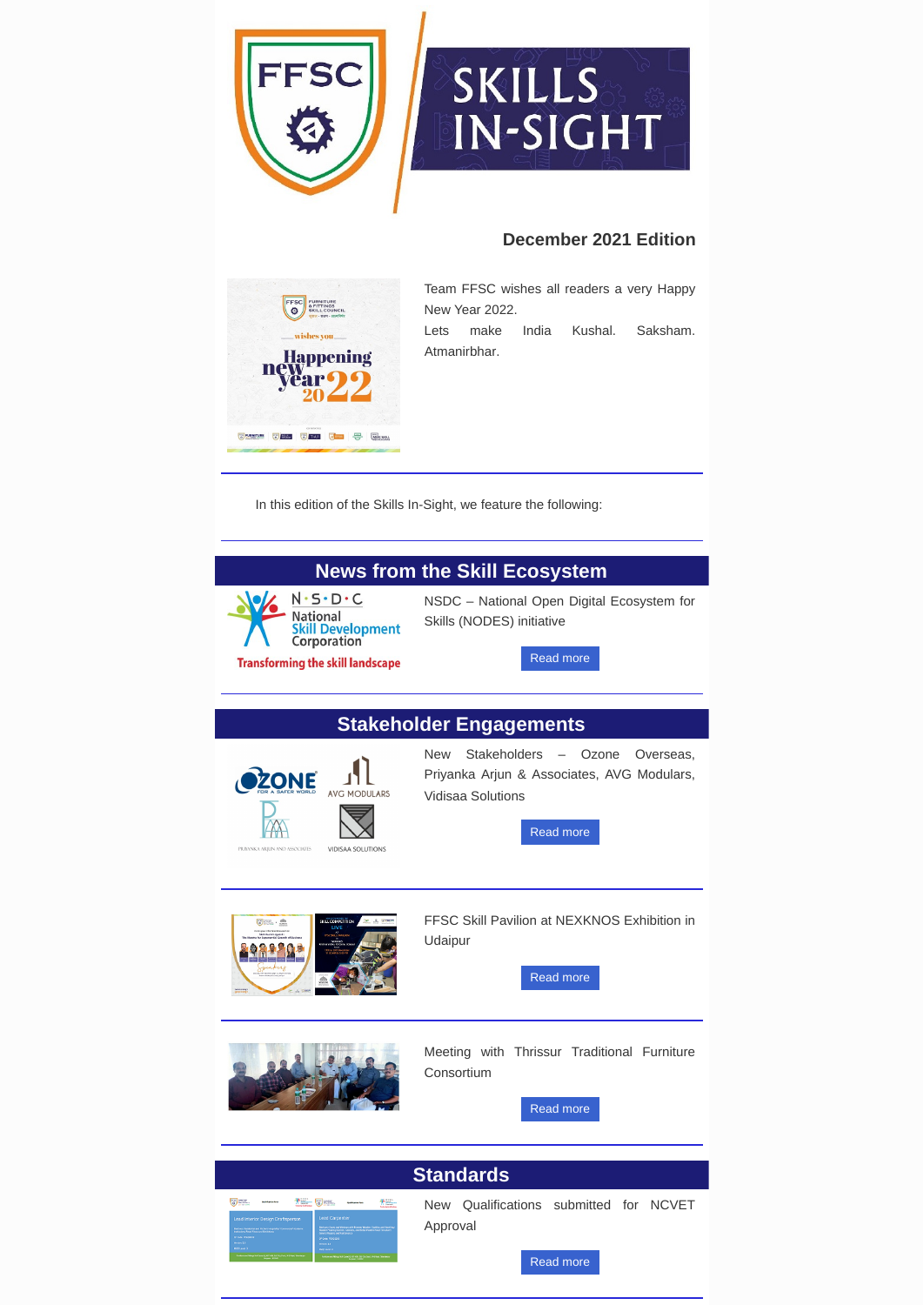# SKILLS IN-SIGHT

**December 2021 Edition**

Team FFSC wishes all readers a very Happy New Year 2022.
Lets make India Kushal. Saksham. Atmanirbhar.

---

In this edition of the Skills In-Sight, we feature the following:

---

## News from the Skill Ecosystem

NSDC – National Open Digital Ecosystem for Skills (NODES) initiative

Read more

---

## Stakeholder Engagements

New Stakeholders – Ozone Overseas, Priyanka Arjun & Associates, AVG Modulars, Vidisaa Solutions

Read more

---

FFSC Skill Pavilion at NEXKNOS Exhibition in Udaipur

Read more

---

Meeting with Thrissur Traditional Furniture Consortium

Read more

---

## Standards

New Qualifications submitted for NCVET Approval

Read more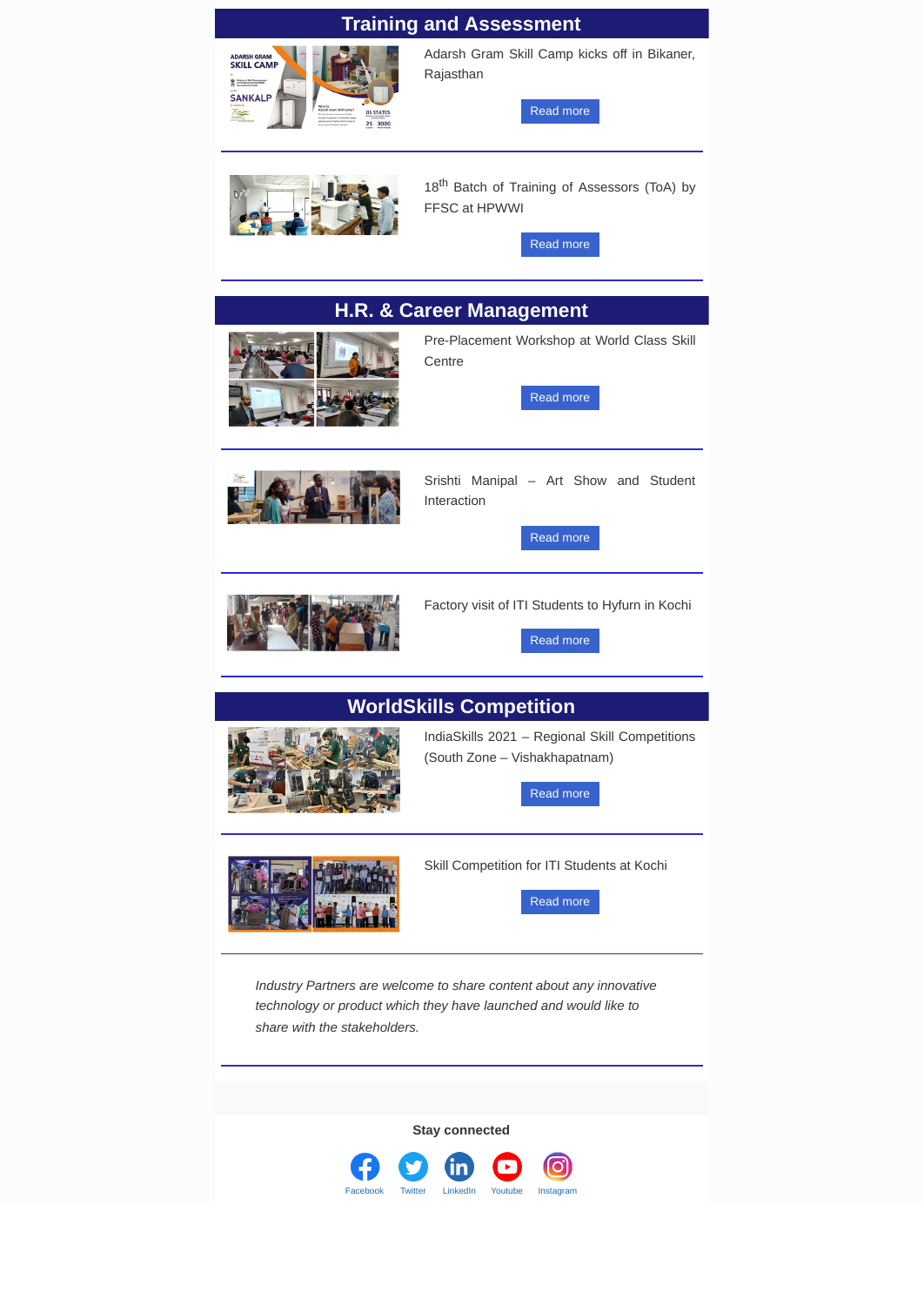## Training and Assessment

Adarsh Gram Skill Camp kicks off in Bikaner, Rajasthan

Read more

18th Batch of Training of Assessors (ToA) by FFSC at HPWWI

Read more

## H.R. & Career Management

Pre-Placement Workshop at World Class Skill Centre

Read more

Srishti Manipal – Art Show and Student Interaction

Read more

Factory visit of ITI Students to Hyfurn in Kochi

Read more

## WorldSkills Competition

IndiaSkills 2021 – Regional Skill Competitions (South Zone – Vishakhapatnam)

Read more

Skill Competition for ITI Students at Kochi

Read more

*Industry Partners are welcome to share content about any innovative technology or product which they have launched and would like to share with the stakeholders.*

**Stay connected**

Facebook Twitter LinkedIn Youtube Instagram